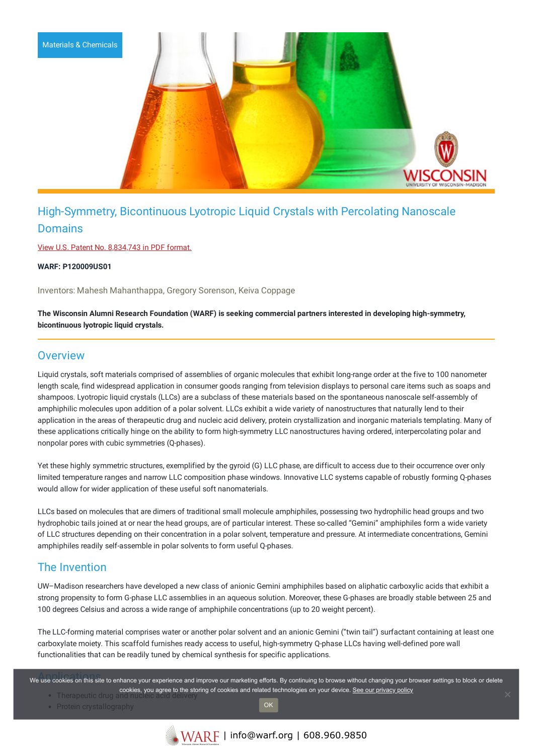Materials & Chemicals

# High-Symmetry, Bicontinuous Lyotropic Liquid Crystals with Percolating Nanoscale Domains

View U.S. Patent No. 8,834,743 in PDF format.

**WARF: P120009US01**

Inventors: Mahesh Mahanthappa, Gregory Sorenson, Keiva Coppage

**The Wisconsin Alumni Research Foundation (WARF) is seeking commercial partners interested in developing high-symmetry, bicontinuous lyotropic liquid crystals.**

## Overview

Liquid crystals, soft materials comprised of assemblies of organic molecules that exhibit long-range order at the five to 100 nanometer length scale, find widespread application in consumer goods ranging from television displays to personal care items such as soaps and shampoos. Lyotropic liquid crystals (LLCs) are a subclass of these materials based on the spontaneous nanoscale self-assembly of amphiphilic molecules upon addition of a polar solvent. LLCs exhibit a wide variety of nanostructures that naturally lend to their application in the areas of therapeutic drug and nucleic acid delivery, protein crystallization and inorganic materials templating. Many of these applications critically hinge on the ability to form high-symmetry LLC nanostructures having ordered, interpercolating polar and nonpolar pores with cubic symmetries (Q-phases).

Yet these highly symmetric structures, exemplified by the gyroid (G) LLC phase, are difficult to access due to their occurrence over only limited temperature ranges and narrow LLC composition phase windows. Innovative LLC systems capable of robustly forming Q-phases would allow for wider application of these useful soft nanomaterials.

LLCs based on molecules that are dimers of traditional small molecule amphiphiles, possessing two hydrophilic head groups and two hydrophobic tails joined at or near the head groups, are of particular interest. These so-called "Gemini" amphiphiles form a wide variety of LLC structures depending on their concentration in a polar solvent, temperature and pressure. At intermediate concentrations, Gemini amphiphiles readily self-assemble in polar solvents to form useful Q-phases.

## The Invention

UW–Madison researchers have developed a new class of anionic Gemini amphiphiles based on aliphatic carboxylic acids that exhibit a strong propensity to form G-phase LLC assemblies in an aqueous solution. Moreover, these G-phases are broadly stable between 25 and 100 degrees Celsius and across a wide range of amphiphile concentrations (up to 20 weight percent).

The LLC-forming material comprises water or another polar solvent and an anionic Gemini ("twin tail") surfactant containing at least one carboxylate moiety. This scaffold furnishes ready access to useful, high-symmetry Q-phase LLCs having well-defined pore wall functionalities that can be readily tuned by chemical synthesis for specific applications.

## Applications

- Therapeutic drug and nucleic acid delivery
- Protein crystallography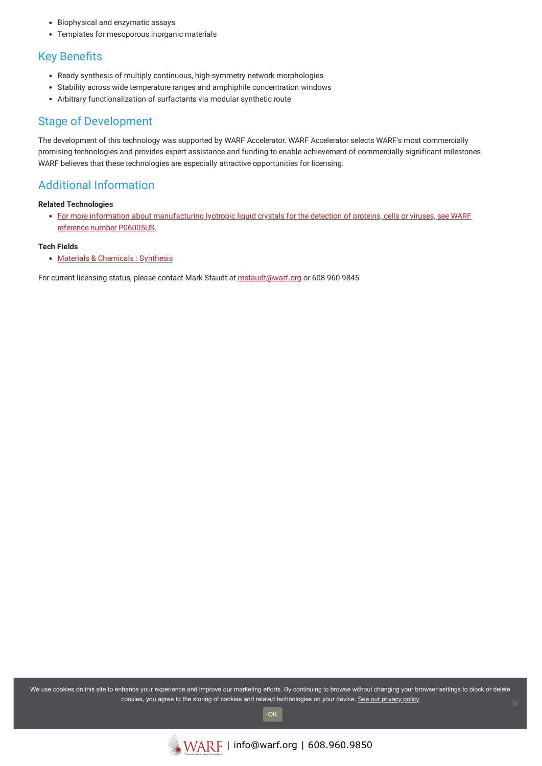- Biophysical and enzymatic assays
- Templates for mesoporous inorganic materials

## Key Benefits

- Ready synthesis of multiply continuous, high-symmetry network morphologies
- Stability across wide temperature ranges and amphiphile concentration windows
- Arbitrary functionalization of surfactants via modular synthetic route

## Stage of Development

The development of this technology was supported by WARF Accelerator. WARF Accelerator selects WARF's most commercially promising technologies and provides expert assistance and funding to enable achievement of commercially significant milestones. WARF believes that these technologies are especially attractive opportunities for licensing.

## Additional Information

**Related Technologies**

- For more information about manufacturing lyotropic liquid crystals for the detection of proteins, cells or viruses, see WARF reference number P06005US.

**Tech Fields**

- Materials & Chemicals : Synthesis

For current licensing status, please contact Mark Staudt at mstaudt@warf.org or 608-960-9845